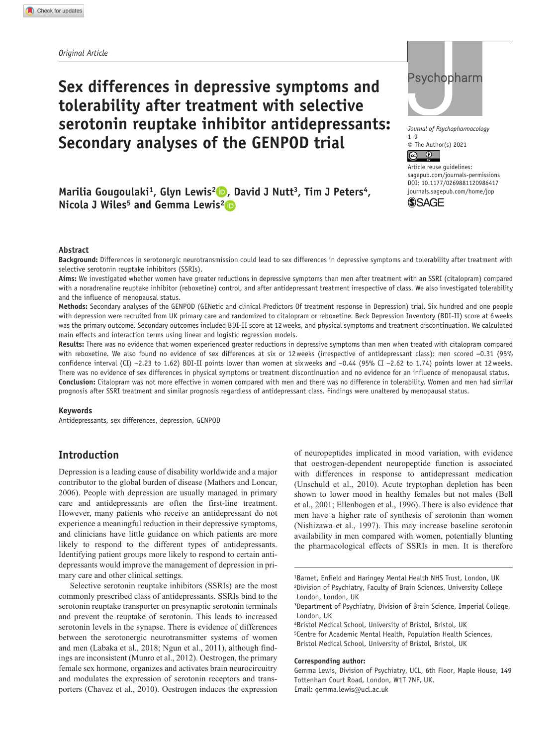*Original Article*

# Sex differences in depressive symptoms and tolerability after treatment with selective serotonin reuptake inhibitor antidepressants: Secondary analyses of the GENPOD trial

Journal of Psychopharmacology
1–9
© The Author(s) 2021
Article reuse guidelines:
sagepub.com/journals-permissions
DOI: 10.1177/0269881120986417
journals.sagepub.com/home/jop

**Marilia Gougoulaki[1], Glyn Lewis[2], David J Nutt[3], Tim J Peters[4], Nicola J Wiles[5] and Gemma Lewis[2]**

## Abstract

**Background:** Differences in serotonergic neurotransmission could lead to sex differences in depressive symptoms and tolerability after treatment with selective serotonin reuptake inhibitors (SSRIs).

**Aims:** We investigated whether women have greater reductions in depressive symptoms than men after treatment with an SSRI (citalopram) compared with a noradrenaline reuptake inhibitor (reboxetine) control, and after antidepressant treatment irrespective of class. We also investigated tolerability and the influence of menopausal status.

**Methods:** Secondary analyses of the GENPOD (GENetic and clinical Predictors Of treatment response in Depression) trial. Six hundred and one people with depression were recruited from UK primary care and randomized to citalopram or reboxetine. Beck Depression Inventory (BDI-II) score at 6 weeks was the primary outcome. Secondary outcomes included BDI-II score at 12 weeks, and physical symptoms and treatment discontinuation. We calculated main effects and interaction terms using linear and logistic regression models.

**Results:** There was no evidence that women experienced greater reductions in depressive symptoms than men when treated with citalopram compared with reboxetine. We also found no evidence of sex differences at six or 12 weeks (irrespective of antidepressant class): men scored −0.31 (95% confidence interval (CI) −2.23 to 1.62) BDI-II points lower than women at six weeks and −0.44 (95% CI −2.62 to 1.74) points lower at 12 weeks. There was no evidence of sex differences in physical symptoms or treatment discontinuation and no evidence for an influence of menopausal status.

**Conclusion:** Citalopram was not more effective in women compared with men and there was no difference in tolerability. Women and men had similar prognosis after SSRI treatment and similar prognosis regardless of antidepressant class. Findings were unaltered by menopausal status.

### Keywords

Antidepressants, sex differences, depression, GENPOD

## Introduction

Depression is a leading cause of disability worldwide and a major contributor to the global burden of disease (Mathers and Loncar, 2006). People with depression are usually managed in primary care and antidepressants are often the first-line treatment. However, many patients who receive an antidepressant do not experience a meaningful reduction in their depressive symptoms, and clinicians have little guidance on which patients are more likely to respond to the different types of antidepressants. Identifying patient groups more likely to respond to certain antidepressants would improve the management of depression in primary care and other clinical settings.

Selective serotonin reuptake inhibitors (SSRIs) are the most commonly prescribed class of antidepressants. SSRIs bind to the serotonin reuptake transporter on presynaptic serotonin terminals and prevent the reuptake of serotonin. This leads to increased serotonin levels in the synapse. There is evidence of differences between the serotonergic neurotransmitter systems of women and men (Labaka et al., 2018; Ngun et al., 2011), although findings are inconsistent (Munro et al., 2012). Oestrogen, the primary female sex hormone, organizes and activates brain neurocircuitry and modulates the expression of serotonin receptors and transporters (Chavez et al., 2010). Oestrogen induces the expression of neuropeptides implicated in mood variation, with evidence that oestrogen-dependent neuropeptide function is associated with differences in response to antidepressant medication (Unschuld et al., 2010). Acute tryptophan depletion has been shown to lower mood in healthy females but not males (Bell et al., 2001; Ellenbogen et al., 1996). There is also evidence that men have a higher rate of synthesis of serotonin than women (Nishizawa et al., 1997). This may increase baseline serotonin availability in men compared with women, potentially blunting the pharmacological effects of SSRIs in men. It is therefore

[1]Barnet, Enfield and Haringey Mental Health NHS Trust, London, UK
[2]Division of Psychiatry, Faculty of Brain Sciences, University College London, London, UK
[3]Department of Psychiatry, Division of Brain Science, Imperial College, London, UK
[4]Bristol Medical School, University of Bristol, Bristol, UK
[5]Centre for Academic Mental Health, Population Health Sciences, Bristol Medical School, University of Bristol, Bristol, UK

**Corresponding author:**
Gemma Lewis, Division of Psychiatry, UCL, 6th Floor, Maple House, 149 Tottenham Court Road, London, W1T 7NF, UK.
Email: gemma.lewis@ucl.ac.uk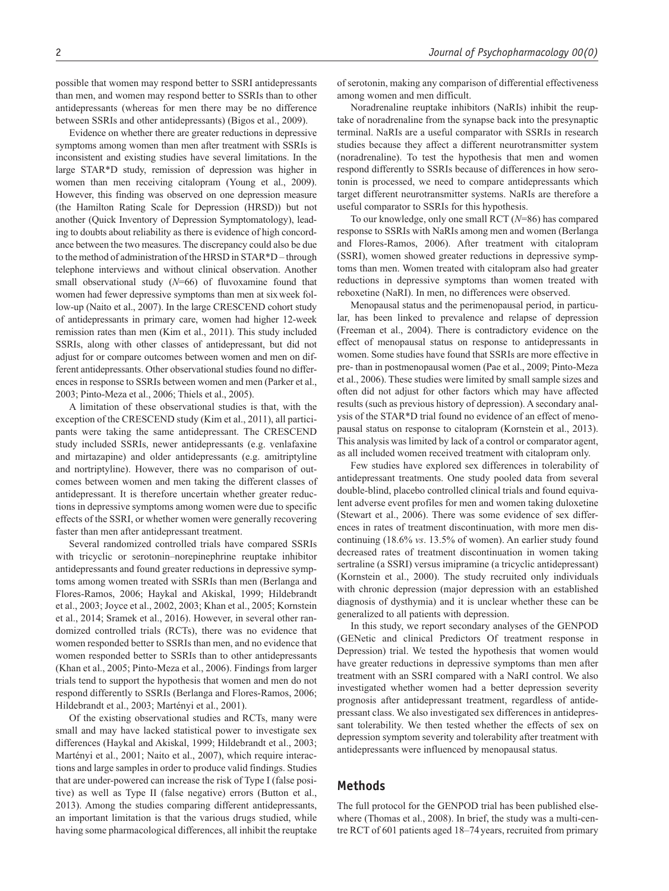possible that women may respond better to SSRI antidepressants than men, and women may respond better to SSRIs than to other antidepressants (whereas for men there may be no difference between SSRIs and other antidepressants) (Bigos et al., 2009).

Evidence on whether there are greater reductions in depressive symptoms among women than men after treatment with SSRIs is inconsistent and existing studies have several limitations. In the large STAR*D study, remission of depression was higher in women than men receiving citalopram (Young et al., 2009). However, this finding was observed on one depression measure (the Hamilton Rating Scale for Depression (HRSD)) but not another (Quick Inventory of Depression Symptomatology), leading to doubts about reliability as there is evidence of high concordance between the two measures. The discrepancy could also be due to the method of administration of the HRSD in STAR*D – through telephone interviews and without clinical observation. Another small observational study (*N*=66) of fluvoxamine found that women had fewer depressive symptoms than men at six week follow-up (Naito et al., 2007). In the large CRESCEND cohort study of antidepressants in primary care, women had higher 12-week remission rates than men (Kim et al., 2011). This study included SSRIs, along with other classes of antidepressant, but did not adjust for or compare outcomes between women and men on different antidepressants. Other observational studies found no differences in response to SSRIs between women and men (Parker et al., 2003; Pinto-Meza et al., 2006; Thiels et al., 2005).

A limitation of these observational studies is that, with the exception of the CRESCEND study (Kim et al., 2011), all participants were taking the same antidepressant. The CRESCEND study included SSRIs, newer antidepressants (e.g. venlafaxine and mirtazapine) and older antidepressants (e.g. amitriptyline and nortriptyline). However, there was no comparison of outcomes between women and men taking the different classes of antidepressant. It is therefore uncertain whether greater reductions in depressive symptoms among women were due to specific effects of the SSRI, or whether women were generally recovering faster than men after antidepressant treatment.

Several randomized controlled trials have compared SSRIs with tricyclic or serotonin–norepinephrine reuptake inhibitor antidepressants and found greater reductions in depressive symptoms among women treated with SSRIs than men (Berlanga and Flores-Ramos, 2006; Haykal and Akiskal, 1999; Hildebrandt et al., 2003; Joyce et al., 2002, 2003; Khan et al., 2005; Kornstein et al., 2014; Sramek et al., 2016). However, in several other randomized controlled trials (RCTs), there was no evidence that women responded better to SSRIs than men, and no evidence that women responded better to SSRIs than to other antidepressants (Khan et al., 2005; Pinto-Meza et al., 2006). Findings from larger trials tend to support the hypothesis that women and men do not respond differently to SSRIs (Berlanga and Flores-Ramos, 2006; Hildebrandt et al., 2003; Martényi et al., 2001).

Of the existing observational studies and RCTs, many were small and may have lacked statistical power to investigate sex differences (Haykal and Akiskal, 1999; Hildebrandt et al., 2003; Martényi et al., 2001; Naito et al., 2007), which require interactions and large samples in order to produce valid findings. Studies that are under-powered can increase the risk of Type I (false positive) as well as Type II (false negative) errors (Button et al., 2013). Among the studies comparing different antidepressants, an important limitation is that the various drugs studied, while having some pharmacological differences, all inhibit the reuptake of serotonin, making any comparison of differential effectiveness among women and men difficult.

Noradrenaline reuptake inhibitors (NaRIs) inhibit the reuptake of noradrenaline from the synapse back into the presynaptic terminal. NaRIs are a useful comparator with SSRIs in research studies because they affect a different neurotransmitter system (noradrenaline). To test the hypothesis that men and women respond differently to SSRIs because of differences in how serotonin is processed, we need to compare antidepressants which target different neurotransmitter systems. NaRIs are therefore a useful comparator to SSRIs for this hypothesis.

To our knowledge, only one small RCT (*N*=86) has compared response to SSRIs with NaRIs among men and women (Berlanga and Flores-Ramos, 2006). After treatment with citalopram (SSRI), women showed greater reductions in depressive symptoms than men. Women treated with citalopram also had greater reductions in depressive symptoms than women treated with reboxetine (NaRI). In men, no differences were observed.

Menopausal status and the perimenopausal period, in particular, has been linked to prevalence and relapse of depression (Freeman et al., 2004). There is contradictory evidence on the effect of menopausal status on response to antidepressants in women. Some studies have found that SSRIs are more effective in pre- than in postmenopausal women (Pae et al., 2009; Pinto-Meza et al., 2006). These studies were limited by small sample sizes and often did not adjust for other factors which may have affected results (such as previous history of depression). A secondary analysis of the STAR*D trial found no evidence of an effect of menopausal status on response to citalopram (Kornstein et al., 2013). This analysis was limited by lack of a control or comparator agent, as all included women received treatment with citalopram only.

Few studies have explored sex differences in tolerability of antidepressant treatments. One study pooled data from several double-blind, placebo controlled clinical trials and found equivalent adverse event profiles for men and women taking duloxetine (Stewart et al., 2006). There was some evidence of sex differences in rates of treatment discontinuation, with more men discontinuing (18.6% *vs*. 13.5% of women). An earlier study found decreased rates of treatment discontinuation in women taking sertraline (a SSRI) versus imipramine (a tricyclic antidepressant) (Kornstein et al., 2000). The study recruited only individuals with chronic depression (major depression with an established diagnosis of dysthymia) and it is unclear whether these can be generalized to all patients with depression.

In this study, we report secondary analyses of the GENPOD (GENetic and clinical Predictors Of treatment response in Depression) trial. We tested the hypothesis that women would have greater reductions in depressive symptoms than men after treatment with an SSRI compared with a NaRI control. We also investigated whether women had a better depression severity prognosis after antidepressant treatment, regardless of antidepressant class. We also investigated sex differences in antidepressant tolerability. We then tested whether the effects of sex on depression symptom severity and tolerability after treatment with antidepressants were influenced by menopausal status.

## Methods

The full protocol for the GENPOD trial has been published elsewhere (Thomas et al., 2008). In brief, the study was a multi-centre RCT of 601 patients aged 18–74 years, recruited from primary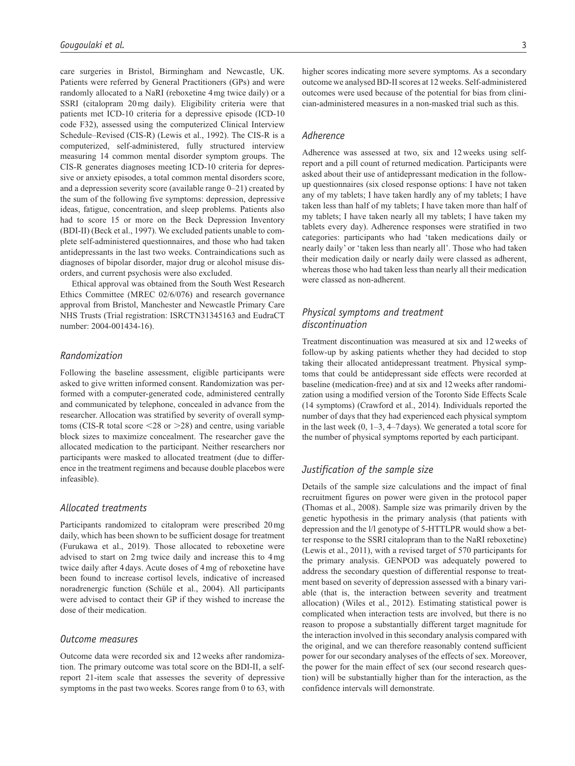care surgeries in Bristol, Birmingham and Newcastle, UK. Patients were referred by General Practitioners (GPs) and were randomly allocated to a NaRI (reboxetine 4 mg twice daily) or a SSRI (citalopram 20 mg daily). Eligibility criteria were that patients met ICD-10 criteria for a depressive episode (ICD-10 code F32), assessed using the computerized Clinical Interview Schedule–Revised (CIS-R) (Lewis et al., 1992). The CIS-R is a computerized, self-administered, fully structured interview measuring 14 common mental disorder symptom groups. The CIS-R generates diagnoses meeting ICD-10 criteria for depressive or anxiety episodes, a total common mental disorders score, and a depression severity score (available range 0–21) created by the sum of the following five symptoms: depression, depressive ideas, fatigue, concentration, and sleep problems. Patients also had to score 15 or more on the Beck Depression Inventory (BDI-II) (Beck et al., 1997). We excluded patients unable to complete self-administered questionnaires, and those who had taken antidepressants in the last two weeks. Contraindications such as diagnoses of bipolar disorder, major drug or alcohol misuse disorders, and current psychosis were also excluded.

Ethical approval was obtained from the South West Research Ethics Committee (MREC 02/6/076) and research governance approval from Bristol, Manchester and Newcastle Primary Care NHS Trusts (Trial registration: ISRCTN31345163 and EudraCT number: 2004-001434-16).

## *Randomization*

Following the baseline assessment, eligible participants were asked to give written informed consent. Randomization was performed with a computer-generated code, administered centrally and communicated by telephone, concealed in advance from the researcher. Allocation was stratified by severity of overall symptoms (CIS-R total score <28 or >28) and centre, using variable block sizes to maximize concealment. The researcher gave the allocated medication to the participant. Neither researchers nor participants were masked to allocated treatment (due to difference in the treatment regimens and because double placebos were infeasible).

## *Allocated treatments*

Participants randomized to citalopram were prescribed 20 mg daily, which has been shown to be sufficient dosage for treatment (Furukawa et al., 2019). Those allocated to reboxetine were advised to start on 2 mg twice daily and increase this to 4 mg twice daily after 4 days. Acute doses of 4 mg of reboxetine have been found to increase cortisol levels, indicative of increased noradrenergic function (Schüle et al., 2004). All participants were advised to contact their GP if they wished to increase the dose of their medication.

## *Outcome measures*

Outcome data were recorded six and 12 weeks after randomization. The primary outcome was total score on the BDI-II, a self-report 21-item scale that assesses the severity of depressive symptoms in the past two weeks. Scores range from 0 to 63, with higher scores indicating more severe symptoms. As a secondary outcome we analysed BD-II scores at 12 weeks. Self-administered outcomes were used because of the potential for bias from clinician-administered measures in a non-masked trial such as this.

## *Adherence*

Adherence was assessed at two, six and 12 weeks using self-report and a pill count of returned medication. Participants were asked about their use of antidepressant medication in the follow-up questionnaires (six closed response options: I have not taken any of my tablets; I have taken hardly any of my tablets; I have taken less than half of my tablets; I have taken more than half of my tablets; I have taken nearly all my tablets; I have taken my tablets every day). Adherence responses were stratified in two categories: participants who had 'taken medications daily or nearly daily' or 'taken less than nearly all'. Those who had taken their medication daily or nearly daily were classed as adherent, whereas those who had taken less than nearly all their medication were classed as non-adherent.

## *Physical symptoms and treatment discontinuation*

Treatment discontinuation was measured at six and 12 weeks of follow-up by asking patients whether they had decided to stop taking their allocated antidepressant treatment. Physical symptoms that could be antidepressant side effects were recorded at baseline (medication-free) and at six and 12 weeks after randomization using a modified version of the Toronto Side Effects Scale (14 symptoms) (Crawford et al., 2014). Individuals reported the number of days that they had experienced each physical symptom in the last week (0, 1–3, 4–7 days). We generated a total score for the number of physical symptoms reported by each participant.

## *Justification of the sample size*

Details of the sample size calculations and the impact of final recruitment figures on power were given in the protocol paper (Thomas et al., 2008). Sample size was primarily driven by the genetic hypothesis in the primary analysis (that patients with depression and the l/l genotype of 5-HTTLPR would show a better response to the SSRI citalopram than to the NaRI reboxetine) (Lewis et al., 2011), with a revised target of 570 participants for the primary analysis. GENPOD was adequately powered to address the secondary question of differential response to treatment based on severity of depression assessed with a binary variable (that is, the interaction between severity and treatment allocation) (Wiles et al., 2012). Estimating statistical power is complicated when interaction tests are involved, but there is no reason to propose a substantially different target magnitude for the interaction involved in this secondary analysis compared with the original, and we can therefore reasonably contend sufficient power for our secondary analyses of the effects of sex. Moreover, the power for the main effect of sex (our second research question) will be substantially higher than for the interaction, as the confidence intervals will demonstrate.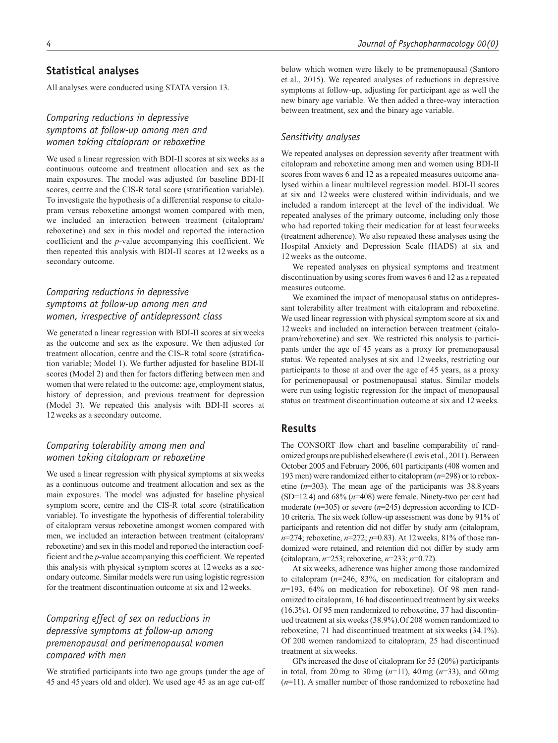## Statistical analyses

All analyses were conducted using STATA version 13.

### *Comparing reductions in depressive symptoms at follow-up among men and women taking citalopram or reboxetine*

We used a linear regression with BDI-II scores at six weeks as a continuous outcome and treatment allocation and sex as the main exposures. The model was adjusted for baseline BDI-II scores, centre and the CIS-R total score (stratification variable). To investigate the hypothesis of a differential response to citalopram versus reboxetine amongst women compared with men, we included an interaction between treatment (citalopram/reboxetine) and sex in this model and reported the interaction coefficient and the *p*-value accompanying this coefficient. We then repeated this analysis with BDI-II scores at 12 weeks as a secondary outcome.

### *Comparing reductions in depressive symptoms at follow-up among men and women, irrespective of antidepressant class*

We generated a linear regression with BDI-II scores at six weeks as the outcome and sex as the exposure. We then adjusted for treatment allocation, centre and the CIS-R total score (stratification variable; Model 1). We further adjusted for baseline BDI-II scores (Model 2) and then for factors differing between men and women that were related to the outcome: age, employment status, history of depression, and previous treatment for depression (Model 3). We repeated this analysis with BDI-II scores at 12 weeks as a secondary outcome.

### *Comparing tolerability among men and women taking citalopram or reboxetine*

We used a linear regression with physical symptoms at six weeks as a continuous outcome and treatment allocation and sex as the main exposures. The model was adjusted for baseline physical symptom score, centre and the CIS-R total score (stratification variable). To investigate the hypothesis of differential tolerability of citalopram versus reboxetine amongst women compared with men, we included an interaction between treatment (citalopram/reboxetine) and sex in this model and reported the interaction coefficient and the *p*-value accompanying this coefficient. We repeated this analysis with physical symptom scores at 12 weeks as a secondary outcome. Similar models were run using logistic regression for the treatment discontinuation outcome at six and 12 weeks.

### *Comparing effect of sex on reductions in depressive symptoms at follow-up among premenopausal and perimenopausal women compared with men*

We stratified participants into two age groups (under the age of 45 and 45 years old and older). We used age 45 as an age cut-off below which women were likely to be premenopausal (Santoro et al., 2015). We repeated analyses of reductions in depressive symptoms at follow-up, adjusting for participant age as well the new binary age variable. We then added a three-way interaction between treatment, sex and the binary age variable.

### *Sensitivity analyses*

We repeated analyses on depression severity after treatment with citalopram and reboxetine among men and women using BDI-II scores from waves 6 and 12 as a repeated measures outcome analysed within a linear multilevel regression model. BDI-II scores at six and 12 weeks were clustered within individuals, and we included a random intercept at the level of the individual. We repeated analyses of the primary outcome, including only those who had reported taking their medication for at least four weeks (treatment adherence). We also repeated these analyses using the Hospital Anxiety and Depression Scale (HADS) at six and 12 weeks as the outcome.

We repeated analyses on physical symptoms and treatment discontinuation by using scores from waves 6 and 12 as a repeated measures outcome.

We examined the impact of menopausal status on antidepressant tolerability after treatment with citalopram and reboxetine. We used linear regression with physical symptom score at six and 12 weeks and included an interaction between treatment (citalopram/reboxetine) and sex. We restricted this analysis to participants under the age of 45 years as a proxy for premenopausal status. We repeated analyses at six and 12 weeks, restricting our participants to those at and over the age of 45 years, as a proxy for perimenopausal or postmenopausal status. Similar models were run using logistic regression for the impact of menopausal status on treatment discontinuation outcome at six and 12 weeks.

## Results

The CONSORT flow chart and baseline comparability of randomized groups are published elsewhere (Lewis et al., 2011). Between October 2005 and February 2006, 601 participants (408 women and 193 men) were randomized either to citalopram ($n$=298) or to reboxetine ($n$=303). The mean age of the participants was 38.8 years (SD=12.4) and 68% ($n$=408) were female. Ninety-two per cent had moderate ($n$=305) or severe ($n$=245) depression according to ICD-10 criteria. The six week follow-up assessment was done by 91% of participants and retention did not differ by study arm (citalopram, $n$=274; reboxetine, $n$=272; $p$=0.83). At 12 weeks, 81% of those randomized were retained, and retention did not differ by study arm (citalopram, $n$=253; reboxetine, $n$=233; $p$=0.72).

At six weeks, adherence was higher among those randomized to citalopram ($n$=246, 83%, on medication for citalopram and $n$=193, 64% on medication for reboxetine). Of 98 men randomized to citalopram, 16 had discontinued treatment by six weeks (16.3%). Of 95 men randomized to reboxetine, 37 had discontinued treatment at six weeks (38.9%). Of 208 women randomized to reboxetine, 71 had discontinued treatment at six weeks (34.1%). Of 200 women randomized to citalopram, 25 had discontinued treatment at six weeks.

GPs increased the dose of citalopram for 55 (20%) participants in total, from 20 mg to 30 mg ($n$=11), 40 mg ($n$=33), and 60 mg ($n$=11). A smaller number of those randomized to reboxetine had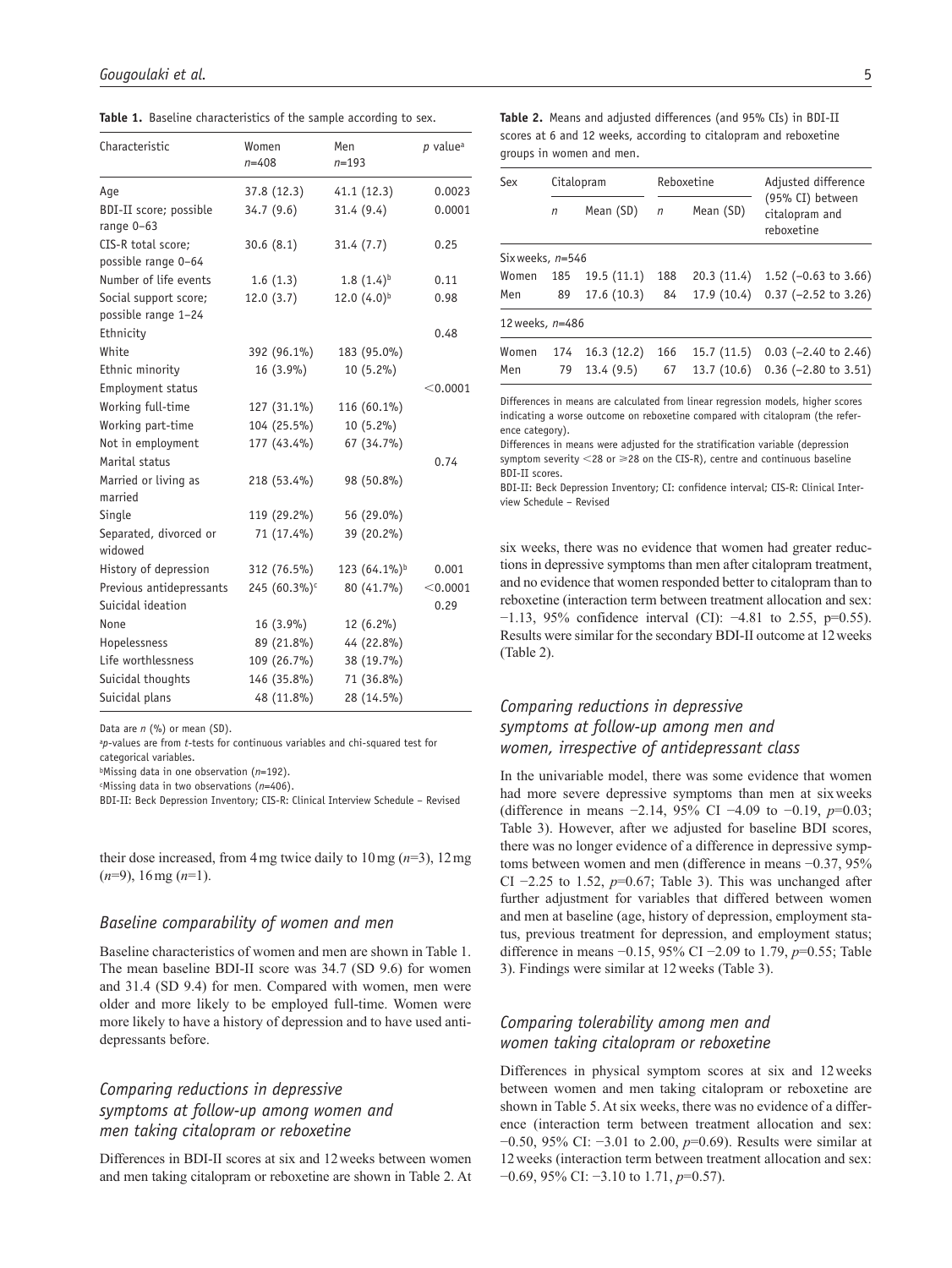**Table 1.** Baseline characteristics of the sample according to sex.

| Characteristic | Women $n$=408 | Men $n$=193 | $p$ value[a] |
|---|---|---|---|
| Age | 37.8 (12.3) | 41.1 (12.3) | 0.0023 |
| BDI-II score; possible range 0–63 | 34.7 (9.6) | 31.4 (9.4) | 0.0001 |
| CIS-R total score; possible range 0–64 | 30.6 (8.1) | 31.4 (7.7) | 0.25 |
| Number of life events | 1.6 (1.3) | 1.8 (1.4)[b] | 0.11 |
| Social support score; possible range 1–24 | 12.0 (3.7) | 12.0 (4.0)[b] | 0.98 |
| Ethnicity | | | 0.48 |
| White | 392 (96.1%) | 183 (95.0%) | |
| Ethnic minority | 16 (3.9%) | 10 (5.2%) | |
| Employment status | | | <0.0001 |
| Working full-time | 127 (31.1%) | 116 (60.1%) | |
| Working part-time | 104 (25.5%) | 10 (5.2%) | |
| Not in employment | 177 (43.4%) | 67 (34.7%) | |
| Marital status | | | 0.74 |
| Married or living as married | 218 (53.4%) | 98 (50.8%) | |
| Single | 119 (29.2%) | 56 (29.0%) | |
| Separated, divorced or widowed | 71 (17.4%) | 39 (20.2%) | |
| History of depression | 312 (76.5%) | 123 (64.1%)[b] | 0.001 |
| Previous antidepressants | 245 (60.3%)[c] | 80 (41.7%) | <0.0001 |
| Suicidal ideation | | | 0.29 |
| None | 16 (3.9%) | 12 (6.2%) | |
| Hopelessness | 89 (21.8%) | 44 (22.8%) | |
| Life worthlessness | 109 (26.7%) | 38 (19.7%) | |
| Suicidal thoughts | 146 (35.8%) | 71 (36.8%) | |
| Suicidal plans | 48 (11.8%) | 28 (14.5%) | |

Data are $n$ (%) or mean (SD).
[a] $p$-values are from $t$-tests for continuous variables and chi-squared test for categorical variables.
[b] Missing data in one observation ($n$=192).
[c] Missing data in two observations ($n$=406).
BDI-II: Beck Depression Inventory; CIS-R: Clinical Interview Schedule – Revised

their dose increased, from 4 mg twice daily to 10 mg ($n$=3), 12 mg ($n$=9), 16 mg ($n$=1).

## Baseline comparability of women and men

Baseline characteristics of women and men are shown in Table 1. The mean baseline BDI-II score was 34.7 (SD 9.6) for women and 31.4 (SD 9.4) for men. Compared with women, men were older and more likely to be employed full-time. Women were more likely to have a history of depression and to have used antidepressants before.

## Comparing reductions in depressive symptoms at follow-up among women and men taking citalopram or reboxetine

Differences in BDI-II scores at six and 12 weeks between women and men taking citalopram or reboxetine are shown in Table 2. At six weeks, there was no evidence that women had greater reductions in depressive symptoms than men after citalopram treatment, and no evidence that women responded better to citalopram than to reboxetine (interaction term between treatment allocation and sex: −1.13, 95% confidence interval (CI): −4.81 to 2.55, p=0.55). Results were similar for the secondary BDI-II outcome at 12 weeks (Table 2).

**Table 2.** Means and adjusted differences (and 95% CIs) in BDI-II scores at 6 and 12 weeks, according to citalopram and reboxetine groups in women and men.

| Sex | Citalopram | | Reboxetine | | Adjusted difference (95% CI) between citalopram and reboxetine |
|---|---|---|---|---|---|
| | $n$ | Mean (SD) | $n$ | Mean (SD) | |
| Six weeks, $n$=546 | | | | | |
| Women | 185 | 19.5 (11.1) | 188 | 20.3 (11.4) | 1.52 (−0.63 to 3.66) |
| Men | 89 | 17.6 (10.3) | 84 | 17.9 (10.4) | 0.37 (−2.52 to 3.26) |
| 12 weeks, $n$=486 | | | | | |
| Women | 174 | 16.3 (12.2) | 166 | 15.7 (11.5) | 0.03 (−2.40 to 2.46) |
| Men | 79 | 13.4 (9.5) | 67 | 13.7 (10.6) | 0.36 (−2.80 to 3.51) |

Differences in means are calculated from linear regression models, higher scores indicating a worse outcome on reboxetine compared with citalopram (the reference category).
Differences in means were adjusted for the stratification variable (depression symptom severity <28 or ⩾28 on the CIS-R), centre and continuous baseline BDI-II scores.
BDI-II: Beck Depression Inventory; CI: confidence interval; CIS-R: Clinical Interview Schedule – Revised

## Comparing reductions in depressive symptoms at follow-up among men and women, irrespective of antidepressant class

In the univariable model, there was some evidence that women had more severe depressive symptoms than men at six weeks (difference in means −2.14, 95% CI −4.09 to −0.19, $p$=0.03; Table 3). However, after we adjusted for baseline BDI scores, there was no longer evidence of a difference in depressive symptoms between women and men (difference in means −0.37, 95% CI −2.25 to 1.52, $p$=0.67; Table 3). This was unchanged after further adjustment for variables that differed between women and men at baseline (age, history of depression, employment status, previous treatment for depression, and employment status; difference in means −0.15, 95% CI −2.09 to 1.79, $p$=0.55; Table 3). Findings were similar at 12 weeks (Table 3).

## Comparing tolerability among men and women taking citalopram or reboxetine

Differences in physical symptom scores at six and 12 weeks between women and men taking citalopram or reboxetine are shown in Table 5. At six weeks, there was no evidence of a difference (interaction term between treatment allocation and sex: −0.50, 95% CI: −3.01 to 2.00, $p$=0.69). Results were similar at 12 weeks (interaction term between treatment allocation and sex: −0.69, 95% CI: −3.10 to 1.71, $p$=0.57).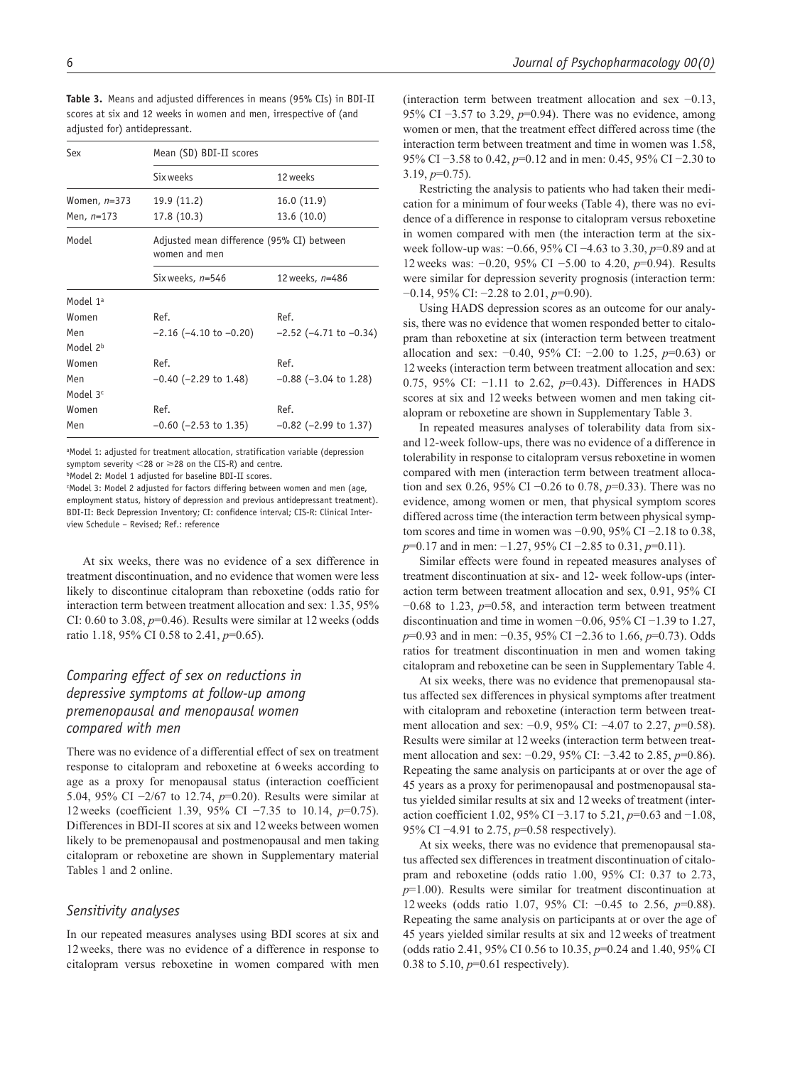**Table 3.** Means and adjusted differences in means (95% CIs) in BDI-II scores at six and 12 weeks in women and men, irrespective of (and adjusted for) antidepressant.

| Sex | Mean (SD) BDI-II scores | |
|---|---|---|
| | Six weeks | 12 weeks |
| Women, *n*=373 | 19.9 (11.2) | 16.0 (11.9) |
| Men, *n*=173 | 17.8 (10.3) | 13.6 (10.0) |
| Model | Adjusted mean difference (95% CI) between women and men | |
| | Six weeks, *n*=546 | 12 weeks, *n*=486 |
| Model 1[a] | | |
| Women | Ref. | Ref. |
| Men | −2.16 (−4.10 to −0.20) | −2.52 (−4.71 to −0.34) |
| Model 2[b] | | |
| Women | Ref. | Ref. |
| Men | −0.40 (−2.29 to 1.48) | −0.88 (−3.04 to 1.28) |
| Model 3[c] | | |
| Women | Ref. | Ref. |
| Men | −0.60 (−2.53 to 1.35) | −0.82 (−2.99 to 1.37) |

[a]Model 1: adjusted for treatment allocation, stratification variable (depression symptom severity <28 or ⩾28 on the CIS-R) and centre.
[b]Model 2: Model 1 adjusted for baseline BDI-II scores.
[c]Model 3: Model 2 adjusted for factors differing between women and men (age, employment status, history of depression and previous antidepressant treatment).
BDI-II: Beck Depression Inventory; CI: confidence interval; CIS-R: Clinical Interview Schedule – Revised; Ref.: reference

At six weeks, there was no evidence of a sex difference in treatment discontinuation, and no evidence that women were less likely to discontinue citalopram than reboxetine (odds ratio for interaction term between treatment allocation and sex: 1.35, 95% CI: 0.60 to 3.08, $p$=0.46). Results were similar at 12 weeks (odds ratio 1.18, 95% CI 0.58 to 2.41, $p$=0.65).

### *Comparing effect of sex on reductions in depressive symptoms at follow-up among premenopausal and menopausal women compared with men*

There was no evidence of a differential effect of sex on treatment response to citalopram and reboxetine at 6 weeks according to age as a proxy for menopausal status (interaction coefficient 5.04, 95% CI −2/67 to 12.74, $p$=0.20). Results were similar at 12 weeks (coefficient 1.39, 95% CI −7.35 to 10.14, $p$=0.75). Differences in BDI-II scores at six and 12 weeks between women likely to be premenopausal and postmenopausal and men taking citalopram or reboxetine are shown in Supplementary material Tables 1 and 2 online.

### *Sensitivity analyses*

In our repeated measures analyses using BDI scores at six and 12 weeks, there was no evidence of a difference in response to citalopram versus reboxetine in women compared with men (interaction term between treatment allocation and sex −0.13, 95% CI −3.57 to 3.29, $p$=0.94). There was no evidence, among women or men, that the treatment effect differed across time (the interaction term between treatment and time in women was 1.58, 95% CI −3.58 to 0.42, $p$=0.12 and in men: 0.45, 95% CI −2.30 to 3.19, $p$=0.75).

Restricting the analysis to patients who had taken their medication for a minimum of four weeks (Table 4), there was no evidence of a difference in response to citalopram versus reboxetine in women compared with men (the interaction term at the six-week follow-up was: −0.66, 95% CI −4.63 to 3.30, $p$=0.89 and at 12 weeks was: −0.20, 95% CI −5.00 to 4.20, $p$=0.94). Results were similar for depression severity prognosis (interaction term: −0.14, 95% CI: −2.28 to 2.01, $p$=0.90).

Using HADS depression scores as an outcome for our analysis, there was no evidence that women responded better to citalopram than reboxetine at six (interaction term between treatment allocation and sex: −0.40, 95% CI: −2.00 to 1.25, $p$=0.63) or 12 weeks (interaction term between treatment allocation and sex: 0.75, 95% CI: −1.11 to 2.62, $p$=0.43). Differences in HADS scores at six and 12 weeks between women and men taking citalopram or reboxetine are shown in Supplementary Table 3.

In repeated measures analyses of tolerability data from six- and 12-week follow-ups, there was no evidence of a difference in tolerability in response to citalopram versus reboxetine in women compared with men (interaction term between treatment allocation and sex 0.26, 95% CI −0.26 to 0.78, $p$=0.33). There was no evidence, among women or men, that physical symptom scores differed across time (the interaction term between physical symptom scores and time in women was −0.90, 95% CI −2.18 to 0.38, $p$=0.17 and in men: −1.27, 95% CI −2.85 to 0.31, $p$=0.11).

Similar effects were found in repeated measures analyses of treatment discontinuation at six- and 12- week follow-ups (interaction term between treatment allocation and sex, 0.91, 95% CI −0.68 to 1.23, $p$=0.58, and interaction term between treatment discontinuation and time in women −0.06, 95% CI −1.39 to 1.27, $p$=0.93 and in men: −0.35, 95% CI −2.36 to 1.66, $p$=0.73). Odds ratios for treatment discontinuation in men and women taking citalopram and reboxetine can be seen in Supplementary Table 4.

At six weeks, there was no evidence that premenopausal status affected sex differences in physical symptoms after treatment with citalopram and reboxetine (interaction term between treatment allocation and sex: −0.9, 95% CI: −4.07 to 2.27, $p$=0.58). Results were similar at 12 weeks (interaction term between treatment allocation and sex: −0.29, 95% CI: −3.42 to 2.85, $p$=0.86). Repeating the same analysis on participants at or over the age of 45 years as a proxy for perimenopausal and postmenopausal status yielded similar results at six and 12 weeks of treatment (interaction coefficient 1.02, 95% CI −3.17 to 5.21, $p$=0.63 and −1.08, 95% CI −4.91 to 2.75, $p$=0.58 respectively).

At six weeks, there was no evidence that premenopausal status affected sex differences in treatment discontinuation of citalopram and reboxetine (odds ratio 1.00, 95% CI: 0.37 to 2.73, $p$=1.00). Results were similar for treatment discontinuation at 12 weeks (odds ratio 1.07, 95% CI: −0.45 to 2.56, $p$=0.88). Repeating the same analysis on participants at or over the age of 45 years yielded similar results at six and 12 weeks of treatment (odds ratio 2.41, 95% CI 0.56 to 10.35, $p$=0.24 and 1.40, 95% CI 0.38 to 5.10, $p$=0.61 respectively).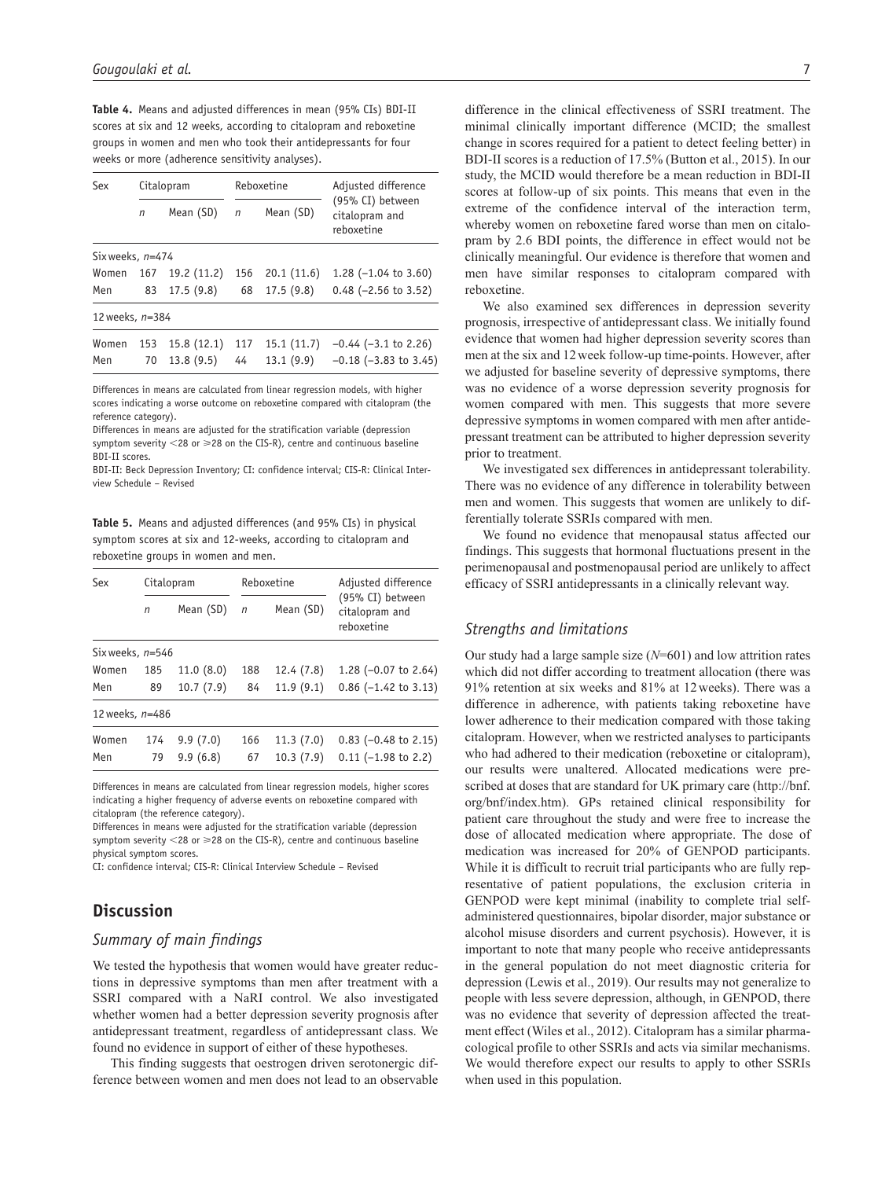**Table 4.** Means and adjusted differences in mean (95% CIs) BDI-II scores at six and 12 weeks, according to citalopram and reboxetine groups in women and men who took their antidepressants for four weeks or more (adherence sensitivity analyses).

| Sex | Citalopram | | Reboxetine | | Adjusted difference (95% CI) between citalopram and reboxetine |
|---|---|---|---|---|---|
| | *n* | Mean (SD) | *n* | Mean (SD) | |
| Six weeks, *n*=474 | | | | | |
| Women | 167 | 19.2 (11.2) | 156 | 20.1 (11.6) | 1.28 (−1.04 to 3.60) |
| Men | 83 | 17.5 (9.8) | 68 | 17.5 (9.8) | 0.48 (−2.56 to 3.52) |
| 12 weeks, *n*=384 | | | | | |
| Women | 153 | 15.8 (12.1) | 117 | 15.1 (11.7) | −0.44 (−3.1 to 2.26) |
| Men | 70 | 13.8 (9.5) | 44 | 13.1 (9.9) | −0.18 (−3.83 to 3.45) |

Differences in means are calculated from linear regression models, with higher scores indicating a worse outcome on reboxetine compared with citalopram (the reference category).
Differences in means are adjusted for the stratification variable (depression symptom severity <28 or ⩾28 on the CIS-R), centre and continuous baseline BDI-II scores.
BDI-II: Beck Depression Inventory; CI: confidence interval; CIS-R: Clinical Interview Schedule – Revised

**Table 5.** Means and adjusted differences (and 95% CIs) in physical symptom scores at six and 12-weeks, according to citalopram and reboxetine groups in women and men.

| Sex | Citalopram | | Reboxetine | | Adjusted difference (95% CI) between citalopram and reboxetine |
|---|---|---|---|---|---|
| | *n* | Mean (SD) | *n* | Mean (SD) | |
| Six weeks, *n*=546 | | | | | |
| Women | 185 | 11.0 (8.0) | 188 | 12.4 (7.8) | 1.28 (−0.07 to 2.64) |
| Men | 89 | 10.7 (7.9) | 84 | 11.9 (9.1) | 0.86 (−1.42 to 3.13) |
| 12 weeks, *n*=486 | | | | | |
| Women | 174 | 9.9 (7.0) | 166 | 11.3 (7.0) | 0.83 (−0.48 to 2.15) |
| Men | 79 | 9.9 (6.8) | 67 | 10.3 (7.9) | 0.11 (−1.98 to 2.2) |

Differences in means are calculated from linear regression models, higher scores indicating a higher frequency of adverse events on reboxetine compared with citalopram (the reference category).
Differences in means were adjusted for the stratification variable (depression symptom severity <28 or ⩾28 on the CIS-R), centre and continuous baseline physical symptom scores.
CI: confidence interval; CIS-R: Clinical Interview Schedule – Revised

## Discussion

### *Summary of main findings*

We tested the hypothesis that women would have greater reductions in depressive symptoms than men after treatment with a SSRI compared with a NaRI control. We also investigated whether women had a better depression severity prognosis after antidepressant treatment, regardless of antidepressant class. We found no evidence in support of either of these hypotheses.

This finding suggests that oestrogen driven serotonergic difference between women and men does not lead to an observable difference in the clinical effectiveness of SSRI treatment. The minimal clinically important difference (MCID; the smallest change in scores required for a patient to detect feeling better) in BDI-II scores is a reduction of 17.5% (Button et al., 2015). In our study, the MCID would therefore be a mean reduction in BDI-II scores at follow-up of six points. This means that even in the extreme of the confidence interval of the interaction term, whereby women on reboxetine fared worse than men on citalopram by 2.6 BDI points, the difference in effect would not be clinically meaningful. Our evidence is therefore that women and men have similar responses to citalopram compared with reboxetine.

We also examined sex differences in depression severity prognosis, irrespective of antidepressant class. We initially found evidence that women had higher depression severity scores than men at the six and 12 week follow-up time-points. However, after we adjusted for baseline severity of depressive symptoms, there was no evidence of a worse depression severity prognosis for women compared with men. This suggests that more severe depressive symptoms in women compared with men after antidepressant treatment can be attributed to higher depression severity prior to treatment.

We investigated sex differences in antidepressant tolerability. There was no evidence of any difference in tolerability between men and women. This suggests that women are unlikely to differentially tolerate SSRIs compared with men.

We found no evidence that menopausal status affected our findings. This suggests that hormonal fluctuations present in the perimenopausal and postmenopausal period are unlikely to affect efficacy of SSRI antidepressants in a clinically relevant way.

### *Strengths and limitations*

Our study had a large sample size (*N*=601) and low attrition rates which did not differ according to treatment allocation (there was 91% retention at six weeks and 81% at 12 weeks). There was a difference in adherence, with patients taking reboxetine have lower adherence to their medication compared with those taking citalopram. However, when we restricted analyses to participants who had adhered to their medication (reboxetine or citalopram), our results were unaltered. Allocated medications were prescribed at doses that are standard for UK primary care (http://bnf.org/bnf/index.htm). GPs retained clinical responsibility for patient care throughout the study and were free to increase the dose of allocated medication where appropriate. The dose of medication was increased for 20% of GENPOD participants. While it is difficult to recruit trial participants who are fully representative of patient populations, the exclusion criteria in GENPOD were kept minimal (inability to complete trial self-administered questionnaires, bipolar disorder, major substance or alcohol misuse disorders and current psychosis). However, it is important to note that many people who receive antidepressants in the general population do not meet diagnostic criteria for depression (Lewis et al., 2019). Our results may not generalize to people with less severe depression, although, in GENPOD, there was no evidence that severity of depression affected the treatment effect (Wiles et al., 2012). Citalopram has a similar pharmacological profile to other SSRIs and acts via similar mechanisms. We would therefore expect our results to apply to other SSRIs when used in this population.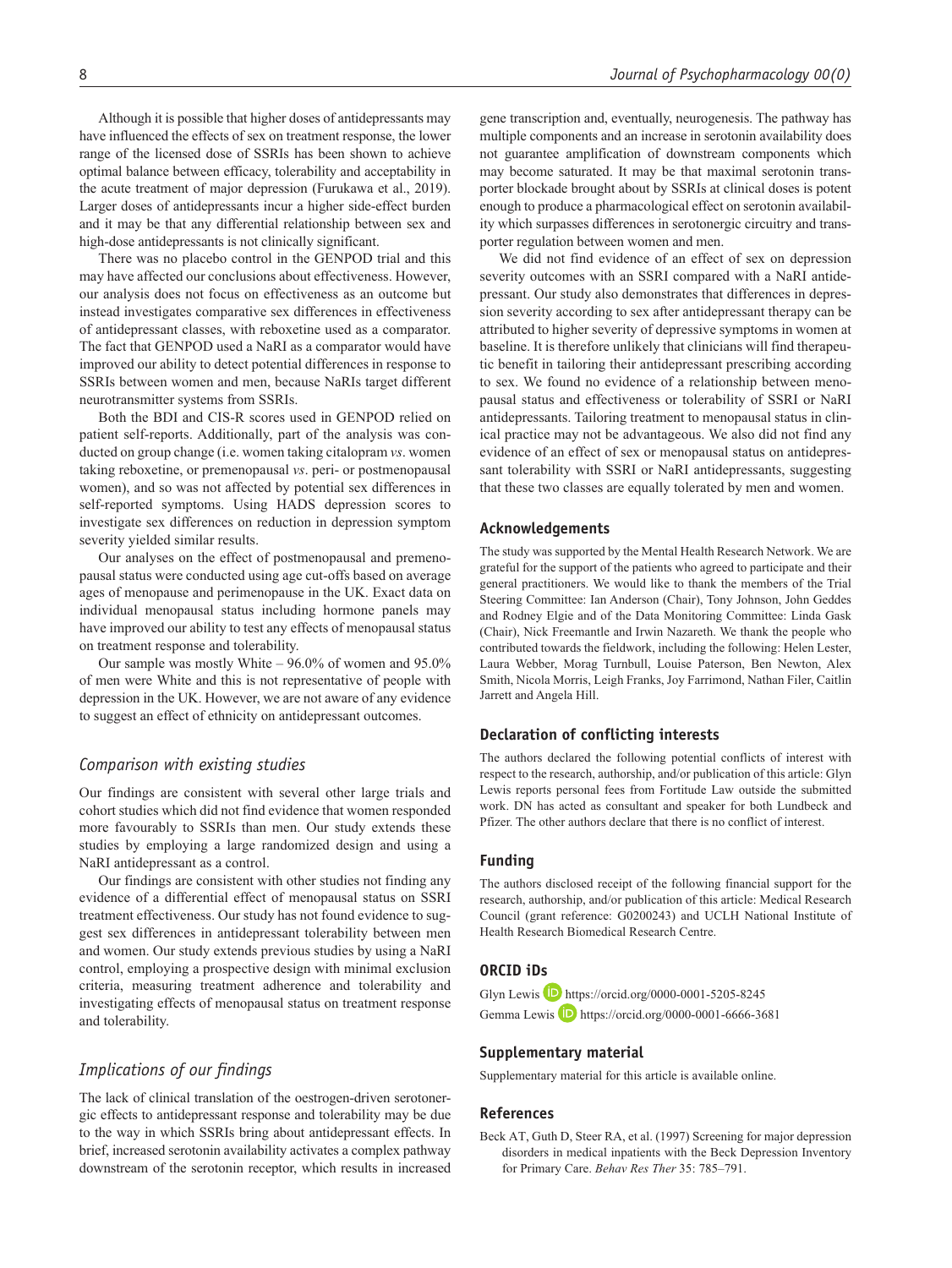Although it is possible that higher doses of antidepressants may have influenced the effects of sex on treatment response, the lower range of the licensed dose of SSRIs has been shown to achieve optimal balance between efficacy, tolerability and acceptability in the acute treatment of major depression (Furukawa et al., 2019). Larger doses of antidepressants incur a higher side-effect burden and it may be that any differential relationship between sex and high-dose antidepressants is not clinically significant.

There was no placebo control in the GENPOD trial and this may have affected our conclusions about effectiveness. However, our analysis does not focus on effectiveness as an outcome but instead investigates comparative sex differences in effectiveness of antidepressant classes, with reboxetine used as a comparator. The fact that GENPOD used a NaRI as a comparator would have improved our ability to detect potential differences in response to SSRIs between women and men, because NaRIs target different neurotransmitter systems from SSRIs.

Both the BDI and CIS-R scores used in GENPOD relied on patient self-reports. Additionally, part of the analysis was conducted on group change (i.e. women taking citalopram *vs*. women taking reboxetine, or premenopausal *vs*. peri- or postmenopausal women), and so was not affected by potential sex differences in self-reported symptoms. Using HADS depression scores to investigate sex differences on reduction in depression symptom severity yielded similar results.

Our analyses on the effect of postmenopausal and premenopausal status were conducted using age cut-offs based on average ages of menopause and perimenopause in the UK. Exact data on individual menopausal status including hormone panels may have improved our ability to test any effects of menopausal status on treatment response and tolerability.

Our sample was mostly White – 96.0% of women and 95.0% of men were White and this is not representative of people with depression in the UK. However, we are not aware of any evidence to suggest an effect of ethnicity on antidepressant outcomes.

### *Comparison with existing studies*

Our findings are consistent with several other large trials and cohort studies which did not find evidence that women responded more favourably to SSRIs than men. Our study extends these studies by employing a large randomized design and using a NaRI antidepressant as a control.

Our findings are consistent with other studies not finding any evidence of a differential effect of menopausal status on SSRI treatment effectiveness. Our study has not found evidence to suggest sex differences in antidepressant tolerability between men and women. Our study extends previous studies by using a NaRI control, employing a prospective design with minimal exclusion criteria, measuring treatment adherence and tolerability and investigating effects of menopausal status on treatment response and tolerability.

### *Implications of our findings*

The lack of clinical translation of the oestrogen-driven serotonergic effects to antidepressant response and tolerability may be due to the way in which SSRIs bring about antidepressant effects. In brief, increased serotonin availability activates a complex pathway downstream of the serotonin receptor, which results in increased gene transcription and, eventually, neurogenesis. The pathway has multiple components and an increase in serotonin availability does not guarantee amplification of downstream components which may become saturated. It may be that maximal serotonin transporter blockade brought about by SSRIs at clinical doses is potent enough to produce a pharmacological effect on serotonin availability which surpasses differences in serotonergic circuitry and transporter regulation between women and men.

We did not find evidence of an effect of sex on depression severity outcomes with an SSRI compared with a NaRI antidepressant. Our study also demonstrates that differences in depression severity according to sex after antidepressant therapy can be attributed to higher severity of depressive symptoms in women at baseline. It is therefore unlikely that clinicians will find therapeutic benefit in tailoring their antidepressant prescribing according to sex. We found no evidence of a relationship between menopausal status and effectiveness or tolerability of SSRI or NaRI antidepressants. Tailoring treatment to menopausal status in clinical practice may not be advantageous. We also did not find any evidence of an effect of sex or menopausal status on antidepressant tolerability with SSRI or NaRI antidepressants, suggesting that these two classes are equally tolerated by men and women.

## Acknowledgements

The study was supported by the Mental Health Research Network. We are grateful for the support of the patients who agreed to participate and their general practitioners. We would like to thank the members of the Trial Steering Committee: Ian Anderson (Chair), Tony Johnson, John Geddes and Rodney Elgie and of the Data Monitoring Committee: Linda Gask (Chair), Nick Freemantle and Irwin Nazareth. We thank the people who contributed towards the fieldwork, including the following: Helen Lester, Laura Webber, Morag Turnbull, Louise Paterson, Ben Newton, Alex Smith, Nicola Morris, Leigh Franks, Joy Farrimond, Nathan Filer, Caitlin Jarrett and Angela Hill.

## Declaration of conflicting interests

The authors declared the following potential conflicts of interest with respect to the research, authorship, and/or publication of this article: Glyn Lewis reports personal fees from Fortitude Law outside the submitted work. DN has acted as consultant and speaker for both Lundbeck and Pfizer. The other authors declare that there is no conflict of interest.

## Funding

The authors disclosed receipt of the following financial support for the research, authorship, and/or publication of this article: Medical Research Council (grant reference: G0200243) and UCLH National Institute of Health Research Biomedical Research Centre.

## ORCID iDs

Glyn Lewis https://orcid.org/0000-0001-5205-8245
Gemma Lewis https://orcid.org/0000-0001-6666-3681

## Supplementary material

Supplementary material for this article is available online.

## References

Beck AT, Guth D, Steer RA, et al. (1997) Screening for major depression disorders in medical inpatients with the Beck Depression Inventory for Primary Care. *Behav Res Ther* 35: 785–791.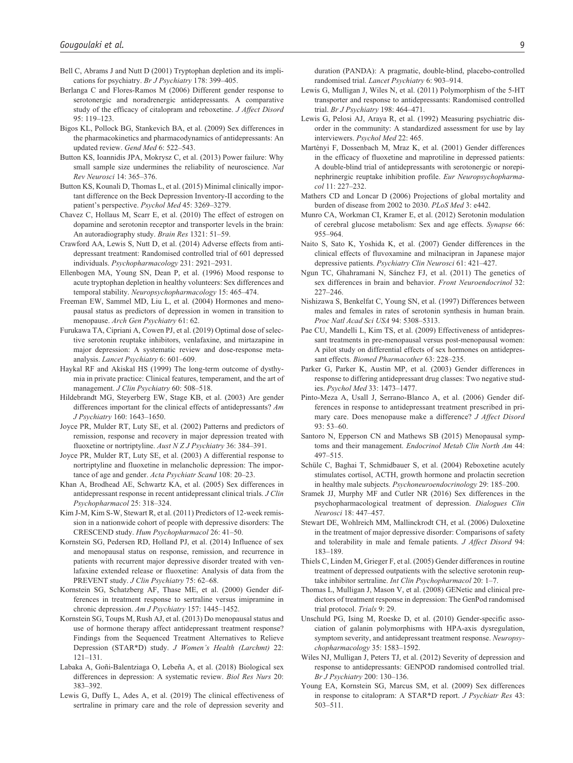Bell C, Abrams J and Nutt D (2001) Tryptophan depletion and its implications for psychiatry. *Br J Psychiatry* 178: 399–405.

Berlanga C and Flores-Ramos M (2006) Different gender response to serotonergic and noradrenergic antidepressants. A comparative study of the efficacy of citalopram and reboxetine. *J Affect Disord* 95: 119–123.

Bigos KL, Pollock BG, Stankevich BA, et al. (2009) Sex differences in the pharmacokinetics and pharmacodynamics of antidepressants: An updated review. *Gend Med* 6: 522–543.

Button KS, Ioannidis JPA, Mokrysz C, et al. (2013) Power failure: Why small sample size undermines the reliability of neuroscience. *Nat Rev Neurosci* 14: 365–376.

Button KS, Kounali D, Thomas L, et al. (2015) Minimal clinically important difference on the Beck Depression Inventory-II according to the patient's perspective. *Psychol Med* 45: 3269–3279.

Chavez C, Hollaus M, Scarr E, et al. (2010) The effect of estrogen on dopamine and serotonin receptor and transporter levels in the brain: An autoradiography study. *Brain Res* 1321: 51–59.

Crawford AA, Lewis S, Nutt D, et al. (2014) Adverse effects from antidepressant treatment: Randomised controlled trial of 601 depressed individuals. *Psychopharmacology* 231: 2921–2931.

Ellenbogen MA, Young SN, Dean P, et al. (1996) Mood response to acute tryptophan depletion in healthy volunteers: Sex differences and temporal stability. *Neuropsychopharmacology* 15: 465–474.

Freeman EW, Sammel MD, Liu L, et al. (2004) Hormones and menopausal status as predictors of depression in women in transition to menopause. *Arch Gen Psychiatry* 61: 62.

Furukawa TA, Cipriani A, Cowen PJ, et al. (2019) Optimal dose of selective serotonin reuptake inhibitors, venlafaxine, and mirtazapine in major depression: A systematic review and dose-response meta-analysis. *Lancet Psychiatry* 6: 601–609.

Haykal RF and Akiskal HS (1999) The long-term outcome of dysthymia in private practice: Clinical features, temperament, and the art of management. *J Clin Psychiatry* 60: 508–518.

Hildebrandt MG, Steyerberg EW, Stage KB, et al. (2003) Are gender differences important for the clinical effects of antidepressants? *Am J Psychiatry* 160: 1643–1650.

Joyce PR, Mulder RT, Luty SE, et al. (2002) Patterns and predictors of remission, response and recovery in major depression treated with fluoxetine or nortriptyline. *Aust N Z J Psychiatry* 36: 384–391.

Joyce PR, Mulder RT, Luty SE, et al. (2003) A differential response to nortriptyline and fluoxetine in melancholic depression: The importance of age and gender. *Acta Psychiatr Scand* 108: 20–23.

Khan A, Brodhead AE, Schwartz KA, et al. (2005) Sex differences in antidepressant response in recent antidepressant clinical trials. *J Clin Psychopharmacol* 25: 318–324.

Kim J-M, Kim S-W, Stewart R, et al. (2011) Predictors of 12-week remission in a nationwide cohort of people with depressive disorders: The CRESCEND study. *Hum Psychopharmacol* 26: 41–50.

Kornstein SG, Pedersen RD, Holland PJ, et al. (2014) Influence of sex and menopausal status on response, remission, and recurrence in patients with recurrent major depressive disorder treated with venlafaxine extended release or fluoxetine: Analysis of data from the PREVENT study. *J Clin Psychiatry* 75: 62–68.

Kornstein SG, Schatzberg AF, Thase ME, et al. (2000) Gender differences in treatment response to sertraline versus imipramine in chronic depression. *Am J Psychiatry* 157: 1445–1452.

Kornstein SG, Toups M, Rush AJ, et al. (2013) Do menopausal status and use of hormone therapy affect antidepressant treatment response? Findings from the Sequenced Treatment Alternatives to Relieve Depression (STAR*D) study. *J Women's Health (Larchmt)* 22: 121–131.

Labaka A, Goñi-Balentziaga O, Lebeña A, et al. (2018) Biological sex differences in depression: A systematic review. *Biol Res Nurs* 20: 383–392.

Lewis G, Duffy L, Ades A, et al. (2019) The clinical effectiveness of sertraline in primary care and the role of depression severity and duration (PANDA): A pragmatic, double-blind, placebo-controlled randomised trial. *Lancet Psychiatry* 6: 903–914.

Lewis G, Mulligan J, Wiles N, et al. (2011) Polymorphism of the 5-HT transporter and response to antidepressants: Randomised controlled trial. *Br J Psychiatry* 198: 464–471.

Lewis G, Pelosi AJ, Araya R, et al. (1992) Measuring psychiatric disorder in the community: A standardized assessment for use by lay interviewers. *Psychol Med* 22: 465.

Martényi F, Dossenbach M, Mraz K, et al. (2001) Gender differences in the efficacy of fluoxetine and maprotiline in depressed patients: A double-blind trial of antidepressants with serotonergic or norepinephrinergic reuptake inhibition profile. *Eur Neuropsychopharmacol* 11: 227–232.

Mathers CD and Loncar D (2006) Projections of global mortality and burden of disease from 2002 to 2030. *PLoS Med* 3: e442.

Munro CA, Workman CI, Kramer E, et al. (2012) Serotonin modulation of cerebral glucose metabolism: Sex and age effects. *Synapse* 66: 955–964.

Naito S, Sato K, Yoshida K, et al. (2007) Gender differences in the clinical effects of fluvoxamine and milnacipran in Japanese major depressive patients. *Psychiatry Clin Neurosci* 61: 421–427.

Ngun TC, Ghahramani N, Sánchez FJ, et al. (2011) The genetics of sex differences in brain and behavior. *Front Neuroendocrinol* 32: 227–246.

Nishizawa S, Benkelfat C, Young SN, et al. (1997) Differences between males and females in rates of serotonin synthesis in human brain. *Proc Natl Acad Sci USA* 94: 5308–5313.

Pae CU, Mandelli L, Kim TS, et al. (2009) Effectiveness of antidepressant treatments in pre-menopausal versus post-menopausal women: A pilot study on differential effects of sex hormones on antidepressant effects. *Biomed Pharmacother* 63: 228–235.

Parker G, Parker K, Austin MP, et al. (2003) Gender differences in response to differing antidepressant drug classes: Two negative studies. *Psychol Med* 33: 1473–1477.

Pinto-Meza A, Usall J, Serrano-Blanco A, et al. (2006) Gender differences in response to antidepressant treatment prescribed in primary care. Does menopause make a difference? *J Affect Disord* 93: 53–60.

Santoro N, Epperson CN and Mathews SB (2015) Menopausal symptoms and their management. *Endocrinol Metab Clin North Am* 44: 497–515.

Schüle C, Baghai T, Schmidbauer S, et al. (2004) Reboxetine acutely stimulates cortisol, ACTH, growth hormone and prolactin secretion in healthy male subjects. *Psychoneuroendocrinology* 29: 185–200.

Sramek JJ, Murphy MF and Cutler NR (2016) Sex differences in the psychopharmacological treatment of depression. *Dialogues Clin Neurosci* 18: 447–457.

Stewart DE, Wohlreich MM, Mallinckrodt CH, et al. (2006) Duloxetine in the treatment of major depressive disorder: Comparisons of safety and tolerability in male and female patients. *J Affect Disord* 94: 183–189.

Thiels C, Linden M, Grieger F, et al. (2005) Gender differences in routine treatment of depressed outpatients with the selective serotonin reuptake inhibitor sertraline. *Int Clin Psychopharmacol* 20: 1–7.

Thomas L, Mulligan J, Mason V, et al. (2008) GENetic and clinical predictors of treatment response in depression: The GenPod randomised trial protocol. *Trials* 9: 29.

Unschuld PG, Ising M, Roeske D, et al. (2010) Gender-specific association of galanin polymorphisms with HPA-axis dysregulation, symptom severity, and antidepressant treatment response. *Neuropsychopharmacology* 35: 1583–1592.

Wiles NJ, Mulligan J, Peters TJ, et al. (2012) Severity of depression and response to antidepressants: GENPOD randomised controlled trial. *Br J Psychiatry* 200: 130–136.

Young EA, Kornstein SG, Marcus SM, et al. (2009) Sex differences in response to citalopram: A STAR*D report. *J Psychiatr Res* 43: 503–511.